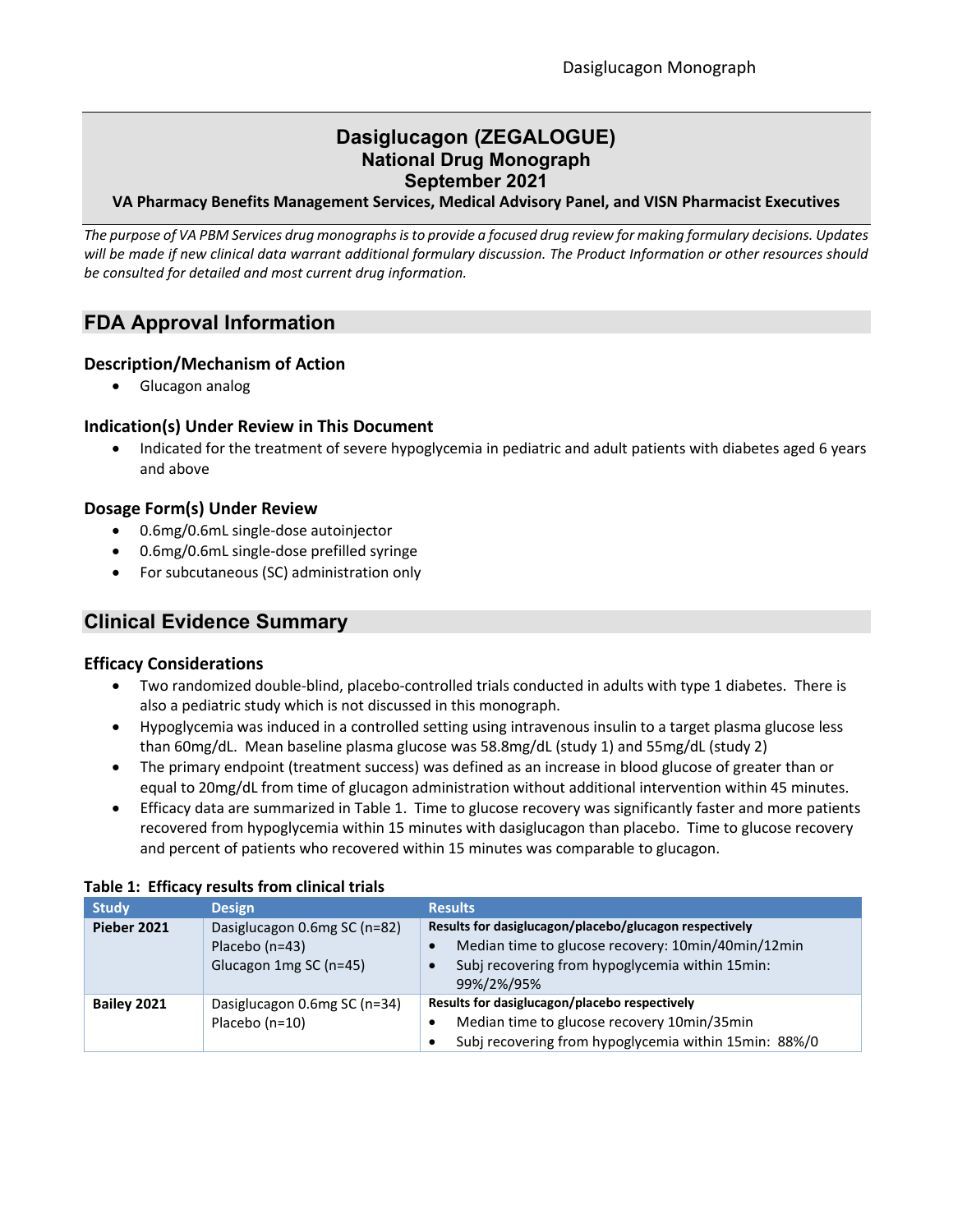# Dasiglucagon (ZEGALOGUE)
## National Drug Monograph
## September 2021
### VA Pharmacy Benefits Management Services, Medical Advisory Panel, and VISN Pharmacist Executives

*The purpose of VA PBM Services drug monographs is to provide a focused drug review for making formulary decisions. Updates will be made if new clinical data warrant additional formulary discussion. The Product Information or other resources should be consulted for detailed and most current drug information.*

## FDA Approval Information

### Description/Mechanism of Action

- Glucagon analog

### Indication(s) Under Review in This Document

- Indicated for the treatment of severe hypoglycemia in pediatric and adult patients with diabetes aged 6 years and above

### Dosage Form(s) Under Review

- 0.6mg/0.6mL single-dose autoinjector
- 0.6mg/0.6mL single-dose prefilled syringe
- For subcutaneous (SC) administration only

## Clinical Evidence Summary

### Efficacy Considerations

- Two randomized double-blind, placebo-controlled trials conducted in adults with type 1 diabetes. There is also a pediatric study which is not discussed in this monograph.
- Hypoglycemia was induced in a controlled setting using intravenous insulin to a target plasma glucose less than 60mg/dL. Mean baseline plasma glucose was 58.8mg/dL (study 1) and 55mg/dL (study 2)
- The primary endpoint (treatment success) was defined as an increase in blood glucose of greater than or equal to 20mg/dL from time of glucagon administration without additional intervention within 45 minutes.
- Efficacy data are summarized in Table 1. Time to glucose recovery was significantly faster and more patients recovered from hypoglycemia within 15 minutes with dasiglucagon than placebo. Time to glucose recovery and percent of patients who recovered within 15 minutes was comparable to glucagon.

**Table 1: Efficacy results from clinical trials**

| Study | Design | Results |
|---|---|---|
| **Pieber 2021** | Dasiglucagon 0.6mg SC (n=82)<br>Placebo (n=43)<br>Glucagon 1mg SC (n=45) | **Results for dasiglucagon/placebo/glucagon respectively**<br>• Median time to glucose recovery: 10min/40min/12min<br>• Subj recovering from hypoglycemia within 15min: 99%/2%/95% |
| **Bailey 2021** | Dasiglucagon 0.6mg SC (n=34)<br>Placebo (n=10) | **Results for dasiglucagon/placebo respectively**<br>• Median time to glucose recovery 10min/35min<br>• Subj recovering from hypoglycemia within 15min: 88%/0 |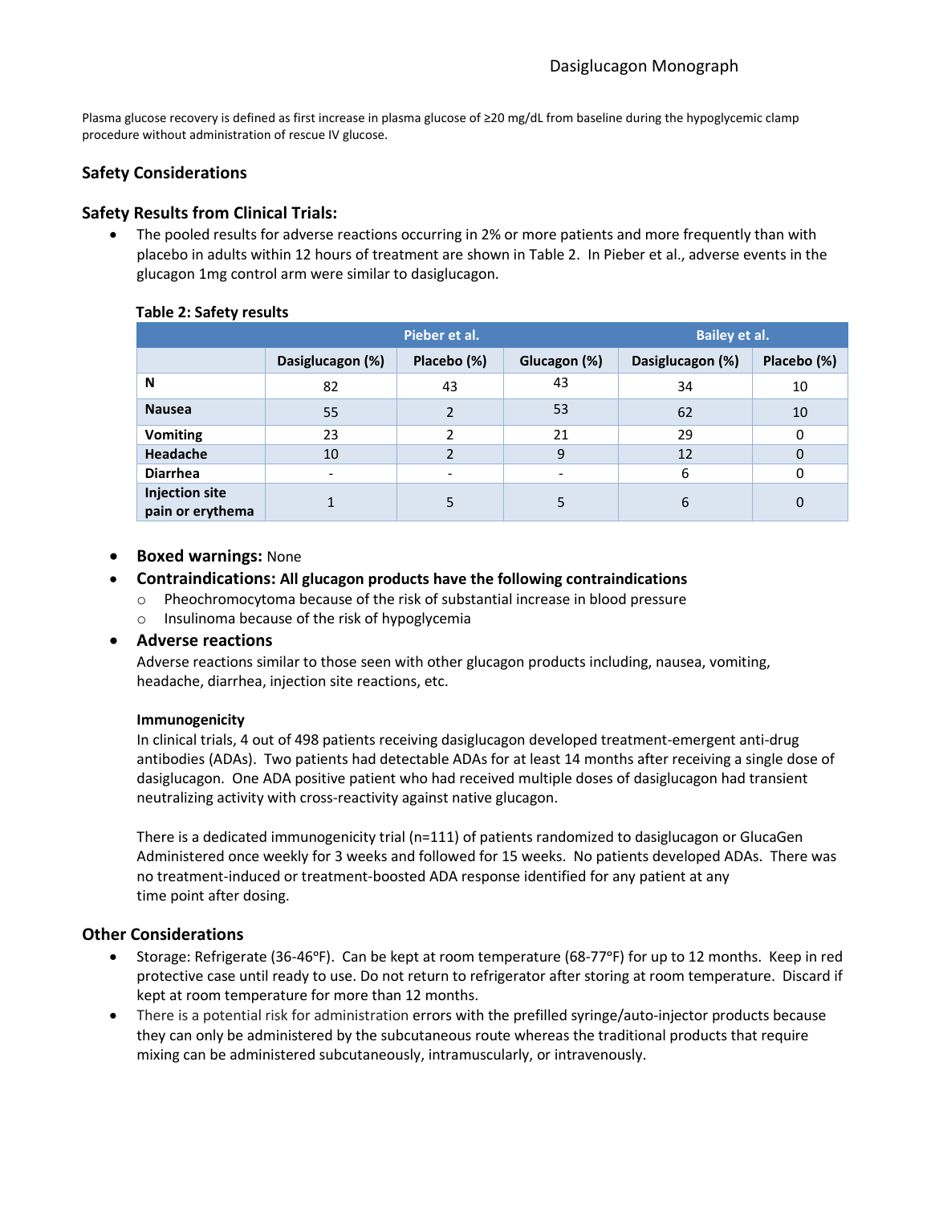Plasma glucose recovery is defined as first increase in plasma glucose of ≥20 mg/dL from baseline during the hypoglycemic clamp procedure without administration of rescue IV glucose.

## Safety Considerations

### Safety Results from Clinical Trials:

- The pooled results for adverse reactions occurring in 2% or more patients and more frequently than with placebo in adults within 12 hours of treatment are shown in Table 2. In Pieber et al., adverse events in the glucagon 1mg control arm were similar to dasiglucagon.

**Table 2: Safety results**

| | Pieber et al. | | | Bailey et al. | |
|---|---|---|---|---|---|
| | **Dasiglucagon (%)** | **Placebo (%)** | **Glucagon (%)** | **Dasiglucagon (%)** | **Placebo (%)** |
| **N** | 82 | 43 | 43 | 34 | 10 |
| **Nausea** | 55 | 2 | 53 | 62 | 10 |
| **Vomiting** | 23 | 2 | 21 | 29 | 0 |
| **Headache** | 10 | 2 | 9 | 12 | 0 |
| **Diarrhea** | - | - | - | 6 | 0 |
| **Injection site pain or erythema** | 1 | 5 | 5 | 6 | 0 |

- **Boxed warnings:** None
- **Contraindications: All glucagon products have the following contraindications**
  - Pheochromocytoma because of the risk of substantial increase in blood pressure
  - Insulinoma because of the risk of hypoglycemia
- **Adverse reactions**

  Adverse reactions similar to those seen with other glucagon products including, nausea, vomiting, headache, diarrhea, injection site reactions, etc.

  **Immunogenicity**

  In clinical trials, 4 out of 498 patients receiving dasiglucagon developed treatment-emergent anti-drug antibodies (ADAs). Two patients had detectable ADAs for at least 14 months after receiving a single dose of dasiglucagon. One ADA positive patient who had received multiple doses of dasiglucagon had transient neutralizing activity with cross-reactivity against native glucagon.

  There is a dedicated immunogenicity trial (n=111) of patients randomized to dasiglucagon or GlucaGen Administered once weekly for 3 weeks and followed for 15 weeks. No patients developed ADAs. There was no treatment-induced or treatment-boosted ADA response identified for any patient at any time point after dosing.

### Other Considerations

- Storage: Refrigerate (36-46°F). Can be kept at room temperature (68-77°F) for up to 12 months. Keep in red protective case until ready to use. Do not return to refrigerator after storing at room temperature. Discard if kept at room temperature for more than 12 months.
- There is a potential risk for administration errors with the prefilled syringe/auto-injector products because they can only be administered by the subcutaneous route whereas the traditional products that require mixing can be administered subcutaneously, intramuscularly, or intravenously.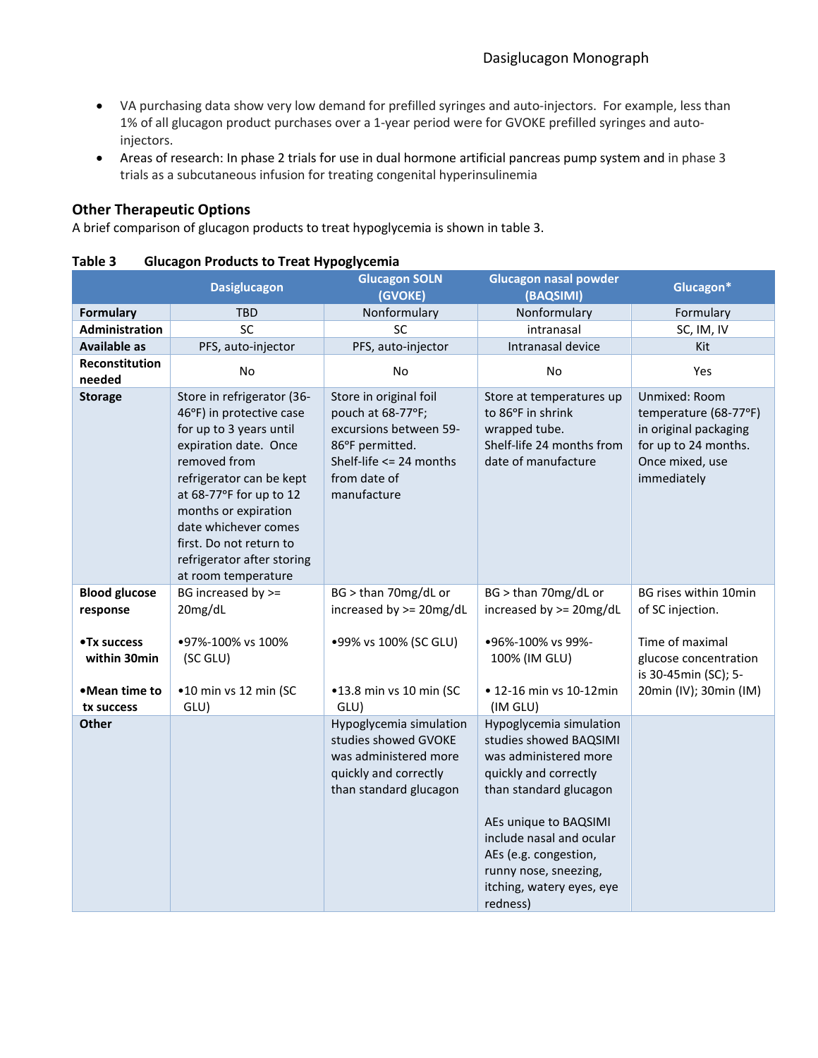- VA purchasing data show very low demand for prefilled syringes and auto-injectors. For example, less than 1% of all glucagon product purchases over a 1-year period were for GVOKE prefilled syringes and auto-injectors.
- Areas of research: In phase 2 trials for use in dual hormone artificial pancreas pump system and in phase 3 trials as a subcutaneous infusion for treating congenital hyperinsulinemia

## Other Therapeutic Options

A brief comparison of glucagon products to treat hypoglycemia is shown in table 3.

**Table 3 Glucagon Products to Treat Hypoglycemia**

| | Dasiglucagon | Glucagon SOLN (GVOKE) | Glucagon nasal powder (BAQSIMI) | Glucagon* |
|---|---|---|---|---|
| **Formulary** | TBD | Nonformulary | Nonformulary | Formulary |
| **Administration** | SC | SC | intranasal | SC, IM, IV |
| **Available as** | PFS, auto-injector | PFS, auto-injector | Intranasal device | Kit |
| **Reconstitution needed** | No | No | No | Yes |
| **Storage** | Store in refrigerator (36-46°F) in protective case for up to 3 years until expiration date. Once removed from refrigerator can be kept at 68-77°F for up to 12 months or expiration date whichever comes first. Do not return to refrigerator after storing at room temperature | Store in original foil pouch at 68-77°F; excursions between 59-86°F permitted. Shelf-life <= 24 months from date of manufacture | Store at temperatures up to 86°F in shrink wrapped tube. Shelf-life 24 months from date of manufacture | Unmixed: Room temperature (68-77°F) in original packaging for up to 24 months. Once mixed, use immediately |
| **Blood glucose response**<br><br>**•Tx success within 30min**<br><br>**•Mean time to tx success** | BG increased by >= 20mg/dL<br><br>•97%-100% vs 100% (SC GLU)<br><br>•10 min vs 12 min (SC GLU) | BG > than 70mg/dL or increased by >= 20mg/dL<br><br>•99% vs 100% (SC GLU)<br><br>•13.8 min vs 10 min (SC GLU) | BG > than 70mg/dL or increased by >= 20mg/dL<br><br>•96%-100% vs 99%-100% (IM GLU)<br><br>• 12-16 min vs 10-12min (IM GLU) | BG rises within 10min of SC injection.<br><br>Time of maximal glucose concentration is 30-45min (SC); 5-20min (IV); 30min (IM) |
| **Other** | | Hypoglycemia simulation studies showed GVOKE was administered more quickly and correctly than standard glucagon | Hypoglycemia simulation studies showed BAQSIMI was administered more quickly and correctly than standard glucagon<br><br>AEs unique to BAQSIMI include nasal and ocular AEs (e.g. congestion, runny nose, sneezing, itching, watery eyes, eye redness) | |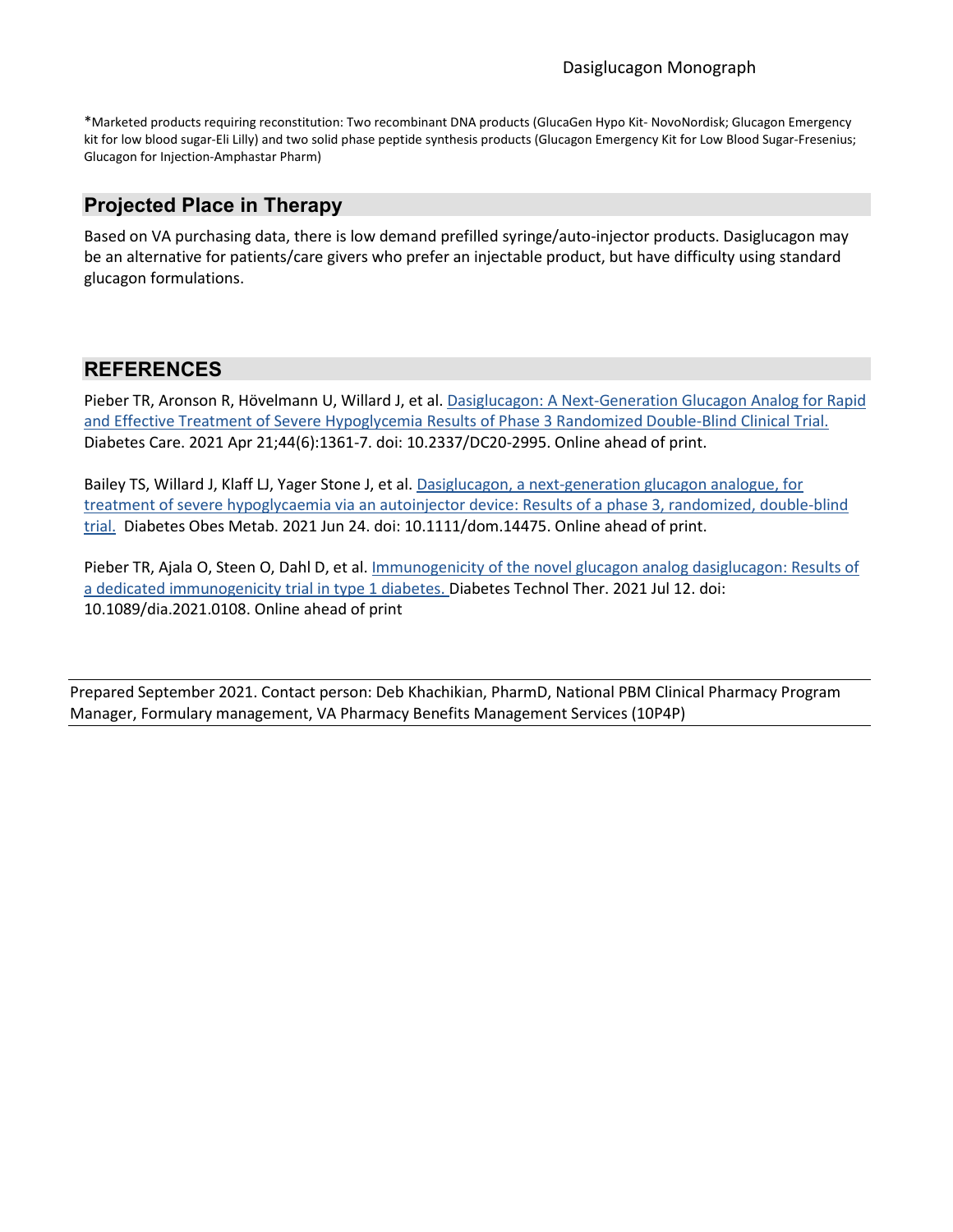*Marketed products requiring reconstitution: Two recombinant DNA products (GlucaGen Hypo Kit- NovoNordisk; Glucagon Emergency kit for low blood sugar-Eli Lilly) and two solid phase peptide synthesis products (Glucagon Emergency Kit for Low Blood Sugar-Fresenius; Glucagon for Injection-Amphastar Pharm)

## Projected Place in Therapy

Based on VA purchasing data, there is low demand prefilled syringe/auto-injector products. Dasiglucagon may be an alternative for patients/care givers who prefer an injectable product, but have difficulty using standard glucagon formulations.

## REFERENCES

Pieber TR, Aronson R, Hövelmann U, Willard J, et al. Dasiglucagon: A Next-Generation Glucagon Analog for Rapid and Effective Treatment of Severe Hypoglycemia Results of Phase 3 Randomized Double-Blind Clinical Trial. Diabetes Care. 2021 Apr 21;44(6):1361-7. doi: 10.2337/DC20-2995. Online ahead of print.

Bailey TS, Willard J, Klaff LJ, Yager Stone J, et al. Dasiglucagon, a next-generation glucagon analogue, for treatment of severe hypoglycaemia via an autoinjector device: Results of a phase 3, randomized, double-blind trial. Diabetes Obes Metab. 2021 Jun 24. doi: 10.1111/dom.14475. Online ahead of print.

Pieber TR, Ajala O, Steen O, Dahl D, et al. Immunogenicity of the novel glucagon analog dasiglucagon: Results of a dedicated immunogenicity trial in type 1 diabetes. Diabetes Technol Ther. 2021 Jul 12. doi: 10.1089/dia.2021.0108. Online ahead of print

---

Prepared September 2021. Contact person: Deb Khachikian, PharmD, National PBM Clinical Pharmacy Program Manager, Formulary management, VA Pharmacy Benefits Management Services (10P4P)